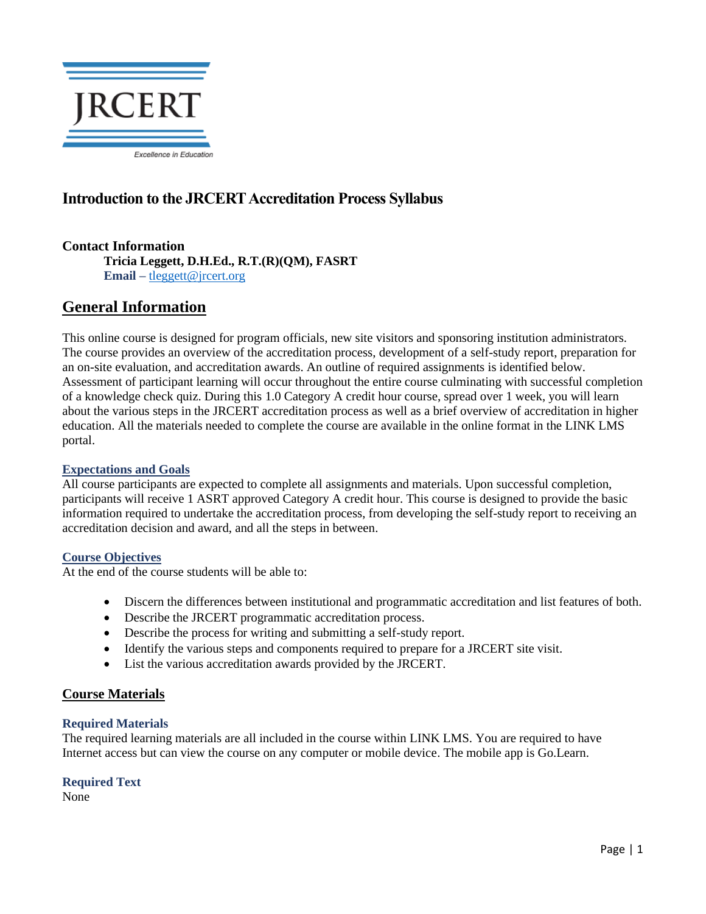JRCERT

Excellence in Education

# Introduction to the JRCERT Accreditation Process Syllabus

**Contact Information**

**Tricia Leggett, D.H.Ed., R.T.(R)(QM), FASRT**

**Email –** tleggett@jrcert.org

## General Information

This online course is designed for program officials, new site visitors and sponsoring institution administrators. The course provides an overview of the accreditation process, development of a self-study report, preparation for an on-site evaluation, and accreditation awards. An outline of required assignments is identified below. Assessment of participant learning will occur throughout the entire course culminating with successful completion of a knowledge check quiz. During this 1.0 Category A credit hour course, spread over 1 week, you will learn about the various steps in the JRCERT accreditation process as well as a brief overview of accreditation in higher education. All the materials needed to complete the course are available in the online format in the LINK LMS portal.

### Expectations and Goals

All course participants are expected to complete all assignments and materials. Upon successful completion, participants will receive 1 ASRT approved Category A credit hour. This course is designed to provide the basic information required to undertake the accreditation process, from developing the self-study report to receiving an accreditation decision and award, and all the steps in between.

### Course Objectives

At the end of the course students will be able to:

- Discern the differences between institutional and programmatic accreditation and list features of both.
- Describe the JRCERT programmatic accreditation process.
- Describe the process for writing and submitting a self-study report.
- Identify the various steps and components required to prepare for a JRCERT site visit.
- List the various accreditation awards provided by the JRCERT.

## Course Materials

### Required Materials

The required learning materials are all included in the course within LINK LMS. You are required to have Internet access but can view the course on any computer or mobile device. The mobile app is Go.Learn.

### Required Text

None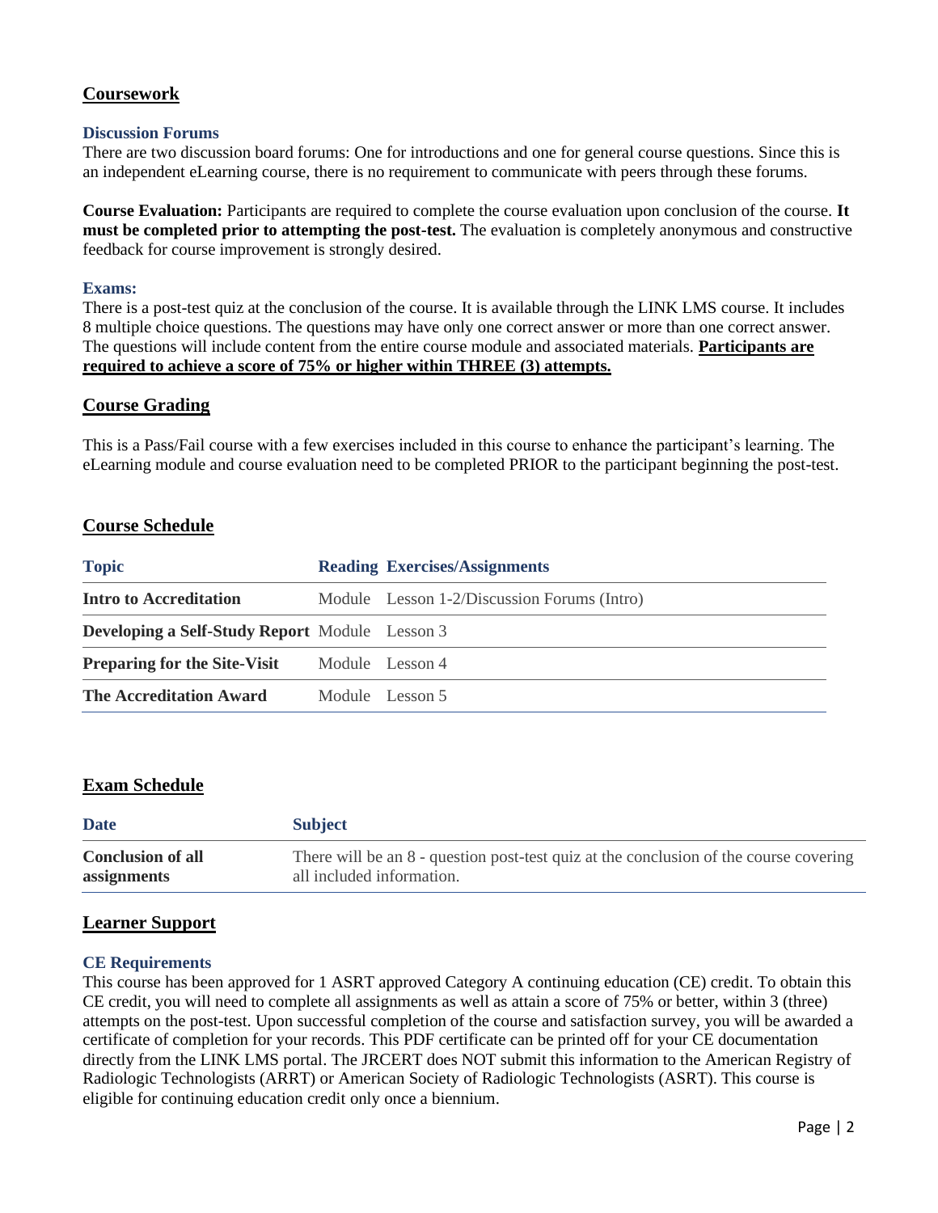## Coursework

### Discussion Forums

There are two discussion board forums: One for introductions and one for general course questions. Since this is an independent eLearning course, there is no requirement to communicate with peers through these forums.

**Course Evaluation:** Participants are required to complete the course evaluation upon conclusion of the course. **It must be completed prior to attempting the post-test.** The evaluation is completely anonymous and constructive feedback for course improvement is strongly desired.

### Exams:

There is a post-test quiz at the conclusion of the course. It is available through the LINK LMS course. It includes 8 multiple choice questions. The questions may have only one correct answer or more than one correct answer. The questions will include content from the entire course module and associated materials. **Participants are required to achieve a score of 75% or higher within THREE (3) attempts.**

## Course Grading

This is a Pass/Fail course with a few exercises included in this course to enhance the participant's learning. The eLearning module and course evaluation need to be completed PRIOR to the participant beginning the post-test.

## Course Schedule

| Topic | Reading | Exercises/Assignments |
|---|---|---|
| **Intro to Accreditation** | Module | Lesson 1-2/Discussion Forums (Intro) |
| **Developing a Self-Study Report** | Module | Lesson 3 |
| **Preparing for the Site-Visit** | Module | Lesson 4 |
| **The Accreditation Award** | Module | Lesson 5 |

## Exam Schedule

| Date | Subject |
|---|---|
| **Conclusion of all assignments** | There will be an 8 - question post-test quiz at the conclusion of the course covering all included information. |

## Learner Support

### CE Requirements

This course has been approved for 1 ASRT approved Category A continuing education (CE) credit. To obtain this CE credit, you will need to complete all assignments as well as attain a score of 75% or better, within 3 (three) attempts on the post-test. Upon successful completion of the course and satisfaction survey, you will be awarded a certificate of completion for your records. This PDF certificate can be printed off for your CE documentation directly from the LINK LMS portal. The JRCERT does NOT submit this information to the American Registry of Radiologic Technologists (ARRT) or American Society of Radiologic Technologists (ASRT). This course is eligible for continuing education credit only once a biennium.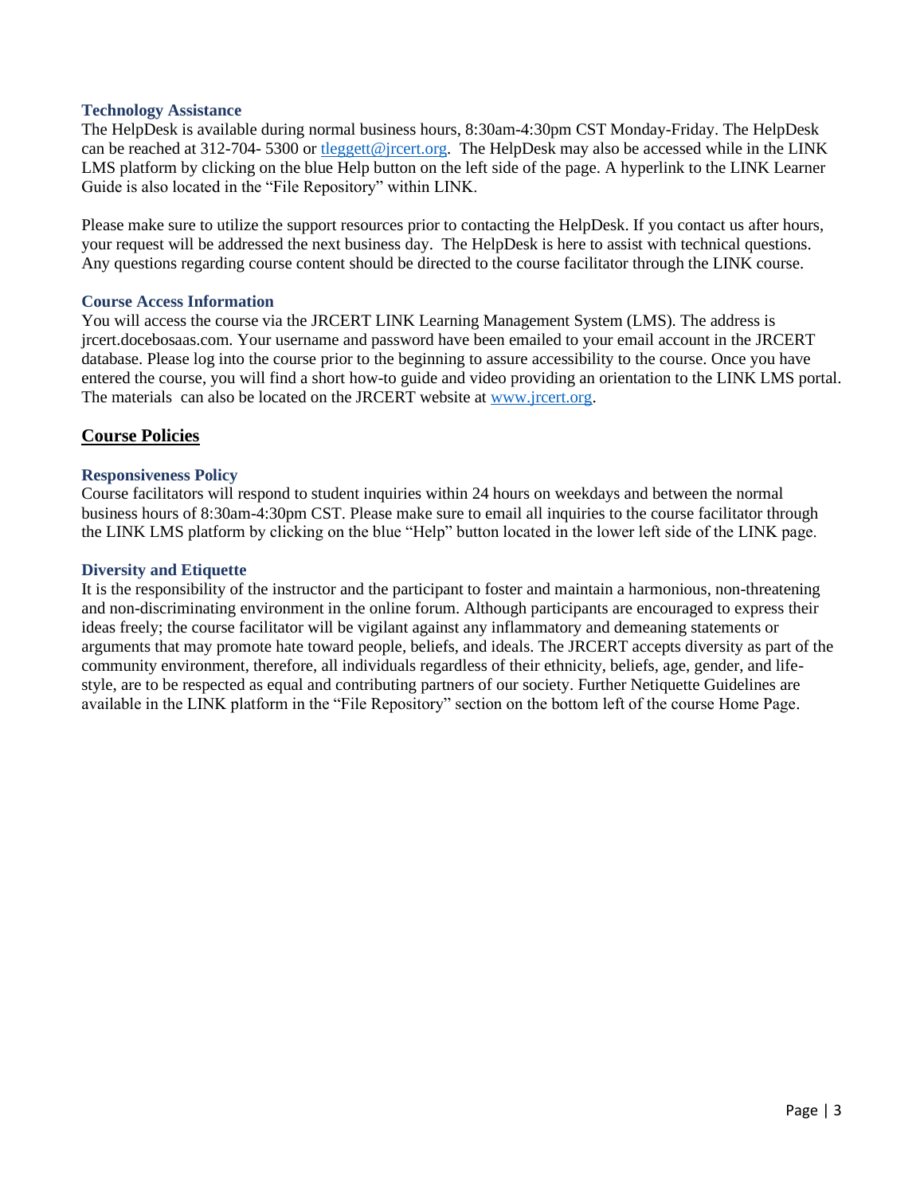### Technology Assistance

The HelpDesk is available during normal business hours, 8:30am-4:30pm CST Monday-Friday. The HelpDesk can be reached at 312-704- 5300 or tleggett@jrcert.org. The HelpDesk may also be accessed while in the LINK LMS platform by clicking on the blue Help button on the left side of the page. A hyperlink to the LINK Learner Guide is also located in the "File Repository" within LINK.

Please make sure to utilize the support resources prior to contacting the HelpDesk. If you contact us after hours, your request will be addressed the next business day. The HelpDesk is here to assist with technical questions. Any questions regarding course content should be directed to the course facilitator through the LINK course.

### Course Access Information

You will access the course via the JRCERT LINK Learning Management System (LMS). The address is jrcert.docebosaas.com. Your username and password have been emailed to your email account in the JRCERT database. Please log into the course prior to the beginning to assure accessibility to the course. Once you have entered the course, you will find a short how-to guide and video providing an orientation to the LINK LMS portal. The materials can also be located on the JRCERT website at www.jrcert.org.

## Course Policies

### Responsiveness Policy

Course facilitators will respond to student inquiries within 24 hours on weekdays and between the normal business hours of 8:30am-4:30pm CST. Please make sure to email all inquiries to the course facilitator through the LINK LMS platform by clicking on the blue "Help" button located in the lower left side of the LINK page.

### Diversity and Etiquette

It is the responsibility of the instructor and the participant to foster and maintain a harmonious, non-threatening and non-discriminating environment in the online forum. Although participants are encouraged to express their ideas freely; the course facilitator will be vigilant against any inflammatory and demeaning statements or arguments that may promote hate toward people, beliefs, and ideals. The JRCERT accepts diversity as part of the community environment, therefore, all individuals regardless of their ethnicity, beliefs, age, gender, and life-style, are to be respected as equal and contributing partners of our society. Further Netiquette Guidelines are available in the LINK platform in the "File Repository" section on the bottom left of the course Home Page.